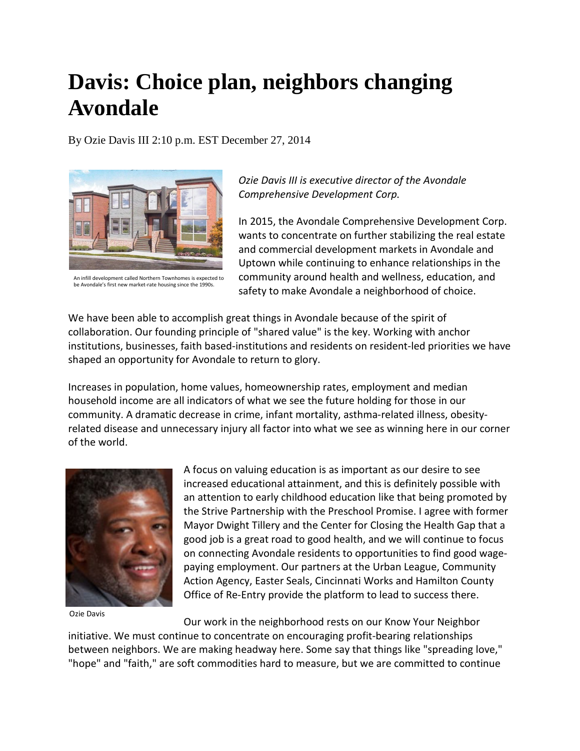# Davis: Choice plan, neighbors changing Avondale

By Ozie Davis III 2:10 p.m. EST December 27, 2014

An infill development called Northern Townhomes is expected to be Avondale's first new market-rate housing since the 1990s.

*Ozie Davis III is executive director of the Avondale Comprehensive Development Corp.*

In 2015, the Avondale Comprehensive Development Corp. wants to concentrate on further stabilizing the real estate and commercial development markets in Avondale and Uptown while continuing to enhance relationships in the community around health and wellness, education, and safety to make Avondale a neighborhood of choice.

We have been able to accomplish great things in Avondale because of the spirit of collaboration. Our founding principle of "shared value" is the key. Working with anchor institutions, businesses, faith based-institutions and residents on resident-led priorities we have shaped an opportunity for Avondale to return to glory.

Increases in population, home values, homeownership rates, employment and median household income are all indicators of what we see the future holding for those in our community. A dramatic decrease in crime, infant mortality, asthma-related illness, obesity-related disease and unnecessary injury all factor into what we see as winning here in our corner of the world.

A focus on valuing education is as important as our desire to see increased educational attainment, and this is definitely possible with an attention to early childhood education like that being promoted by the Strive Partnership with the Preschool Promise. I agree with former Mayor Dwight Tillery and the Center for Closing the Health Gap that a good job is a great road to good health, and we will continue to focus on connecting Avondale residents to opportunities to find good wage-paying employment. Our partners at the Urban League, Community Action Agency, Easter Seals, Cincinnati Works and Hamilton County Office of Re-Entry provide the platform to lead to success there.

Ozie Davis

Our work in the neighborhood rests on our Know Your Neighbor initiative. We must continue to concentrate on encouraging profit-bearing relationships between neighbors. We are making headway here. Some say that things like "spreading love," "hope" and "faith," are soft commodities hard to measure, but we are committed to continue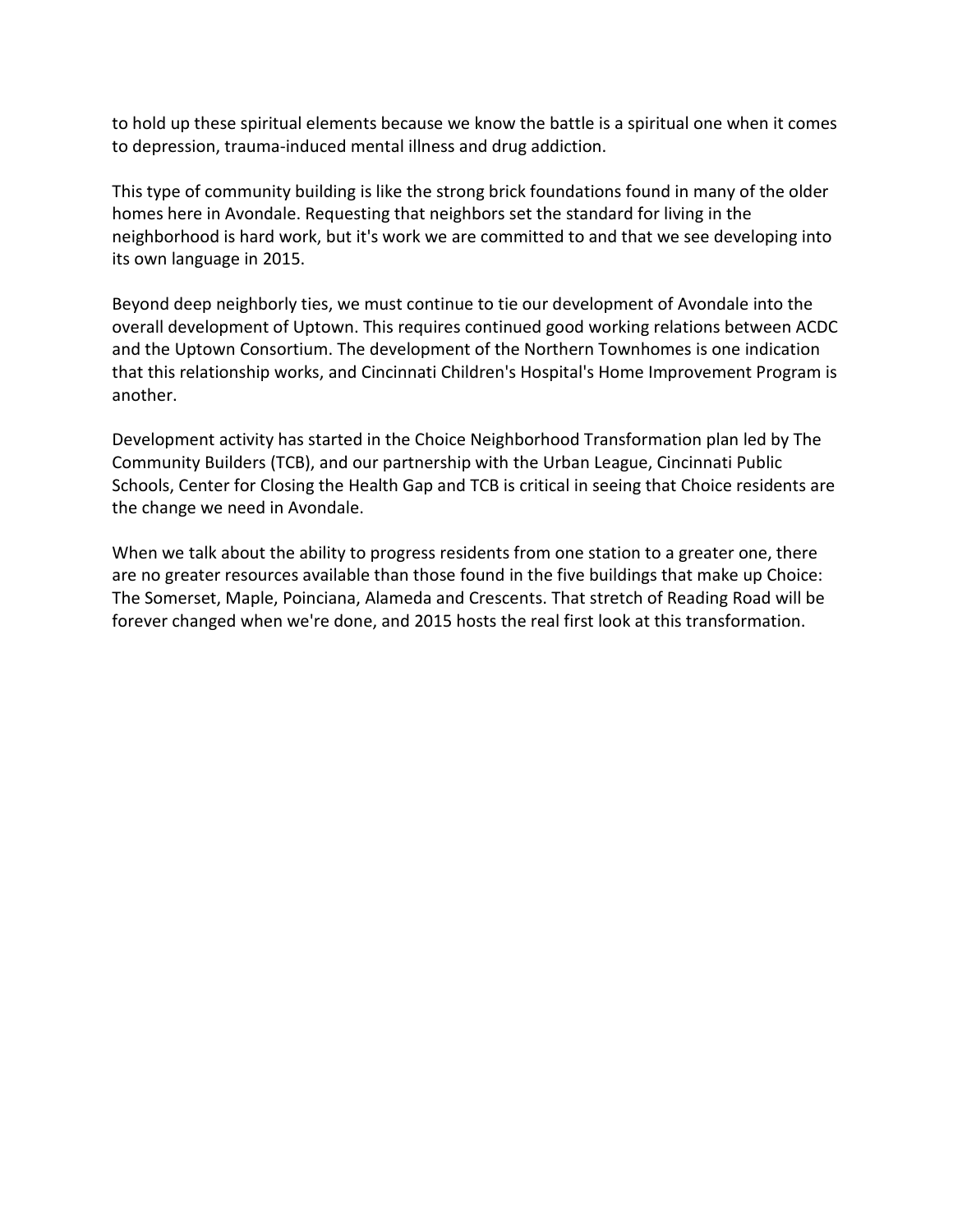to hold up these spiritual elements because we know the battle is a spiritual one when it comes to depression, trauma-induced mental illness and drug addiction.

This type of community building is like the strong brick foundations found in many of the older homes here in Avondale. Requesting that neighbors set the standard for living in the neighborhood is hard work, but it's work we are committed to and that we see developing into its own language in 2015.

Beyond deep neighborly ties, we must continue to tie our development of Avondale into the overall development of Uptown. This requires continued good working relations between ACDC and the Uptown Consortium. The development of the Northern Townhomes is one indication that this relationship works, and Cincinnati Children's Hospital's Home Improvement Program is another.

Development activity has started in the Choice Neighborhood Transformation plan led by The Community Builders (TCB), and our partnership with the Urban League, Cincinnati Public Schools, Center for Closing the Health Gap and TCB is critical in seeing that Choice residents are the change we need in Avondale.

When we talk about the ability to progress residents from one station to a greater one, there are no greater resources available than those found in the five buildings that make up Choice: The Somerset, Maple, Poinciana, Alameda and Crescents. That stretch of Reading Road will be forever changed when we're done, and 2015 hosts the real first look at this transformation.